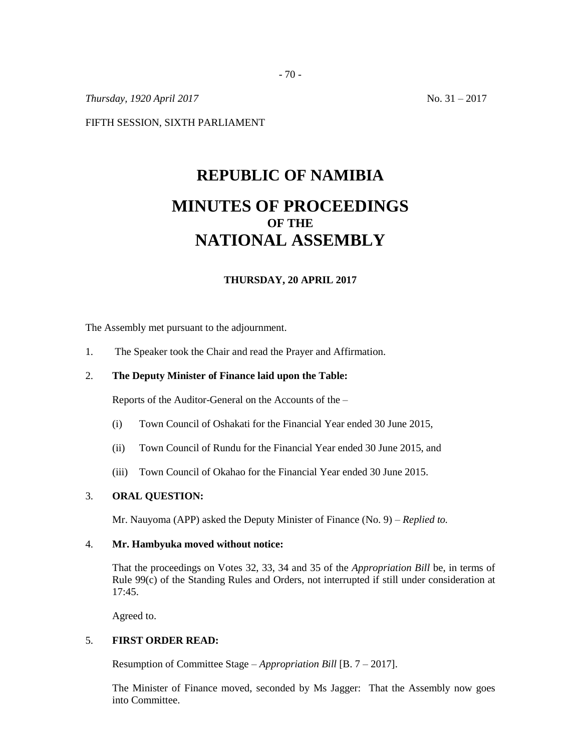*Thursday, 1920 April 2017* No. 31 – 2017

FIFTH SESSION, SIXTH PARLIAMENT

# REPUBLIC OF NAMIBIA

# MINUTES OF PROCEEDINGS
## OF THE
# NATIONAL ASSEMBLY

**THURSDAY, 20 APRIL 2017**

The Assembly met pursuant to the adjournment.

1. The Speaker took the Chair and read the Prayer and Affirmation.

2. **The Deputy Minister of Finance laid upon the Table:**

   Reports of the Auditor-General on the Accounts of the –

   (i) Town Council of Oshakati for the Financial Year ended 30 June 2015,

   (ii) Town Council of Rundu for the Financial Year ended 30 June 2015, and

   (iii) Town Council of Okahao for the Financial Year ended 30 June 2015.

3. **ORAL QUESTION:**

   Mr. Nauyoma (APP) asked the Deputy Minister of Finance (No. 9) – *Replied to.*

4. **Mr. Hambyuka moved without notice:**

   That the proceedings on Votes 32, 33, 34 and 35 of the *Appropriation Bill* be, in terms of Rule 99(c) of the Standing Rules and Orders, not interrupted if still under consideration at 17:45.

   Agreed to.

5. **FIRST ORDER READ:**

   Resumption of Committee Stage – *Appropriation Bill* [B. 7 – 2017].

   The Minister of Finance moved, seconded by Ms Jagger: That the Assembly now goes into Committee.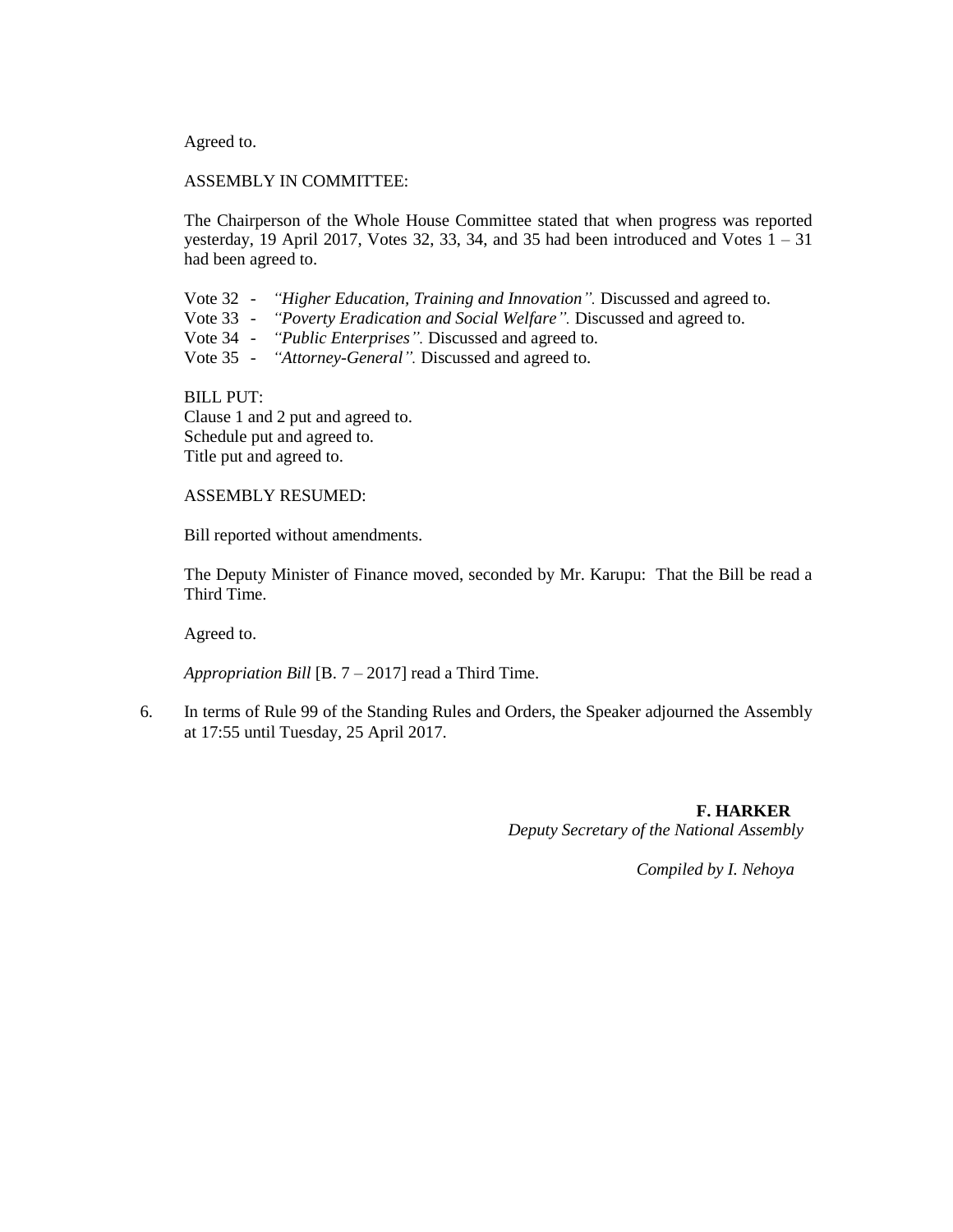Agreed to.

ASSEMBLY IN COMMITTEE:

The Chairperson of the Whole House Committee stated that when progress was reported yesterday, 19 April 2017, Votes 32, 33, 34, and 35 had been introduced and Votes 1 – 31 had been agreed to.

Vote 32 - *"Higher Education, Training and Innovation".* Discussed and agreed to.
Vote 33 - *"Poverty Eradication and Social Welfare".* Discussed and agreed to.
Vote 34 - *"Public Enterprises".* Discussed and agreed to.
Vote 35 - *"Attorney-General".* Discussed and agreed to.

BILL PUT:
Clause 1 and 2 put and agreed to.
Schedule put and agreed to.
Title put and agreed to.

ASSEMBLY RESUMED:

Bill reported without amendments.

The Deputy Minister of Finance moved, seconded by Mr. Karupu: That the Bill be read a Third Time.

Agreed to.

*Appropriation Bill* [B. 7 – 2017] read a Third Time.

6. In terms of Rule 99 of the Standing Rules and Orders, the Speaker adjourned the Assembly at 17:55 until Tuesday, 25 April 2017.

**F. HARKER**
*Deputy Secretary of the National Assembly*

*Compiled by I. Nehoya*